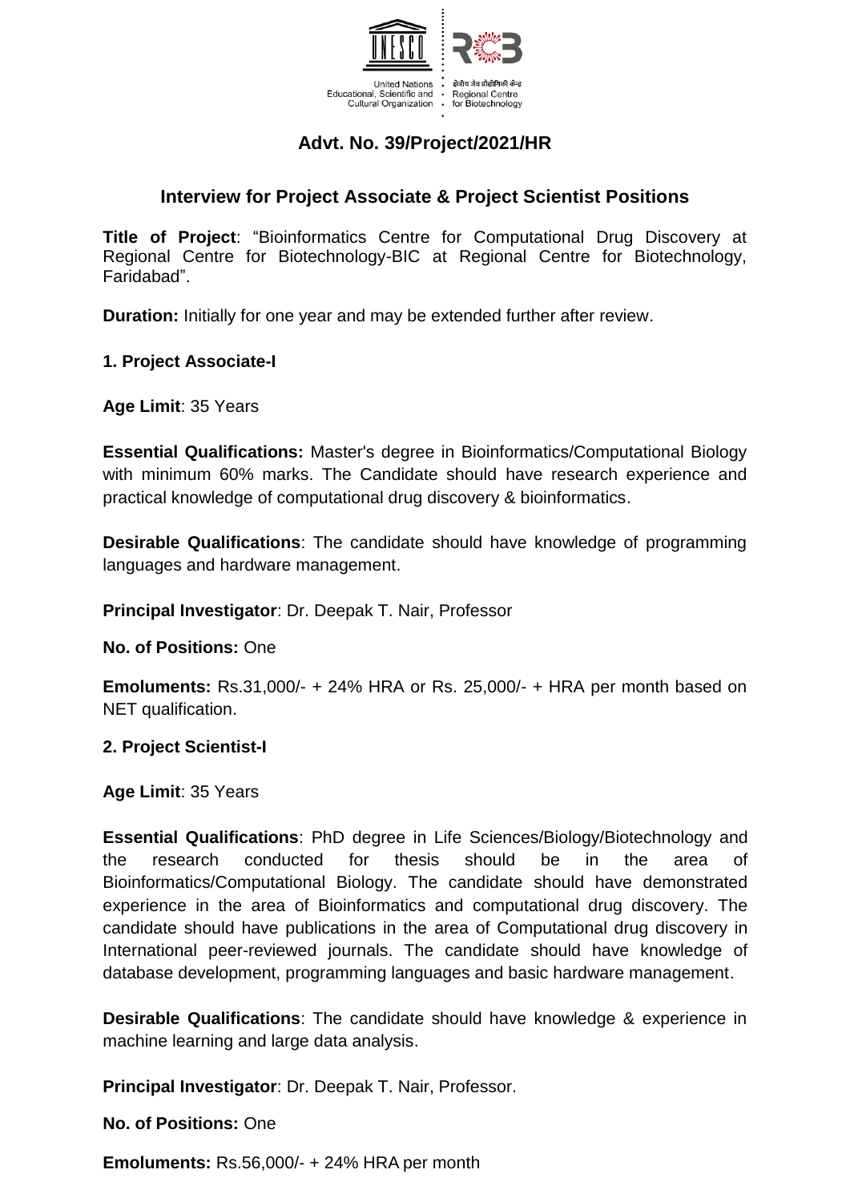## Advt. No. 39/Project/2021/HR

## Interview for Project Associate & Project Scientist Positions

**Title of Project**: "Bioinformatics Centre for Computational Drug Discovery at Regional Centre for Biotechnology-BIC at Regional Centre for Biotechnology, Faridabad".

**Duration:** Initially for one year and may be extended further after review.

### 1. Project Associate-I

**Age Limit**: 35 Years

**Essential Qualifications:** Master's degree in Bioinformatics/Computational Biology with minimum 60% marks. The Candidate should have research experience and practical knowledge of computational drug discovery & bioinformatics.

**Desirable Qualifications**: The candidate should have knowledge of programming languages and hardware management.

**Principal Investigator**: Dr. Deepak T. Nair, Professor

**No. of Positions:** One

**Emoluments:** Rs.31,000/- + 24% HRA or Rs. 25,000/- + HRA per month based on NET qualification.

### 2. Project Scientist-I

**Age Limit**: 35 Years

**Essential Qualifications**: PhD degree in Life Sciences/Biology/Biotechnology and the research conducted for thesis should be in the area of Bioinformatics/Computational Biology. The candidate should have demonstrated experience in the area of Bioinformatics and computational drug discovery. The candidate should have publications in the area of Computational drug discovery in International peer-reviewed journals. The candidate should have knowledge of database development, programming languages and basic hardware management.

**Desirable Qualifications**: The candidate should have knowledge & experience in machine learning and large data analysis.

**Principal Investigator**: Dr. Deepak T. Nair, Professor.

**No. of Positions:** One

**Emoluments:** Rs.56,000/- + 24% HRA per month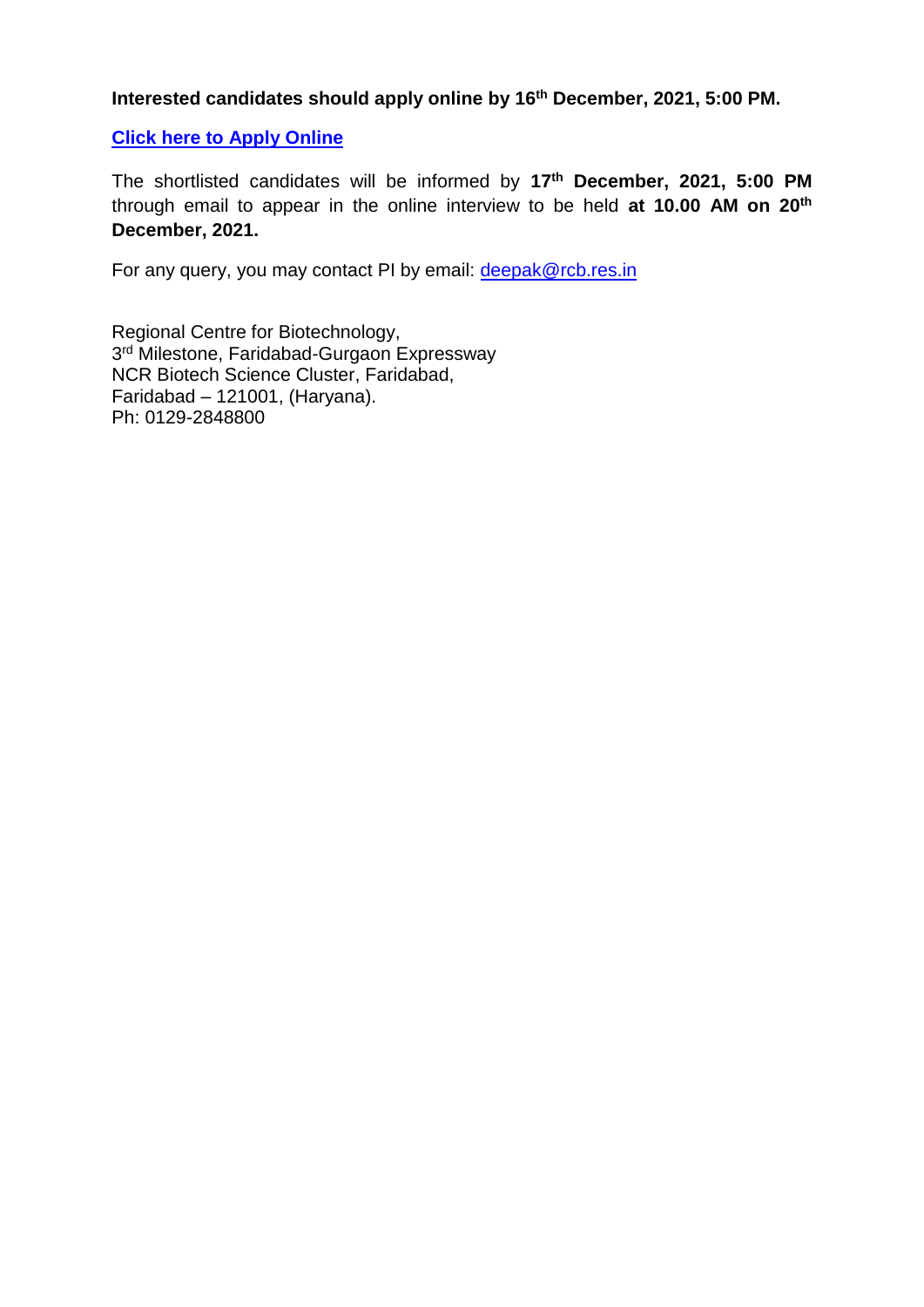**Interested candidates should apply online by 16th December, 2021, 5:00 PM.**

**[Click here to Apply Online]()**

The shortlisted candidates will be informed by **17th December, 2021, 5:00 PM** through email to appear in the online interview to be held **at 10.00 AM on 20th December, 2021.**

For any query, you may contact PI by email: deepak@rcb.res.in

Regional Centre for Biotechnology,
3rd Milestone, Faridabad-Gurgaon Expressway
NCR Biotech Science Cluster, Faridabad,
Faridabad – 121001, (Haryana).
Ph: 0129-2848800